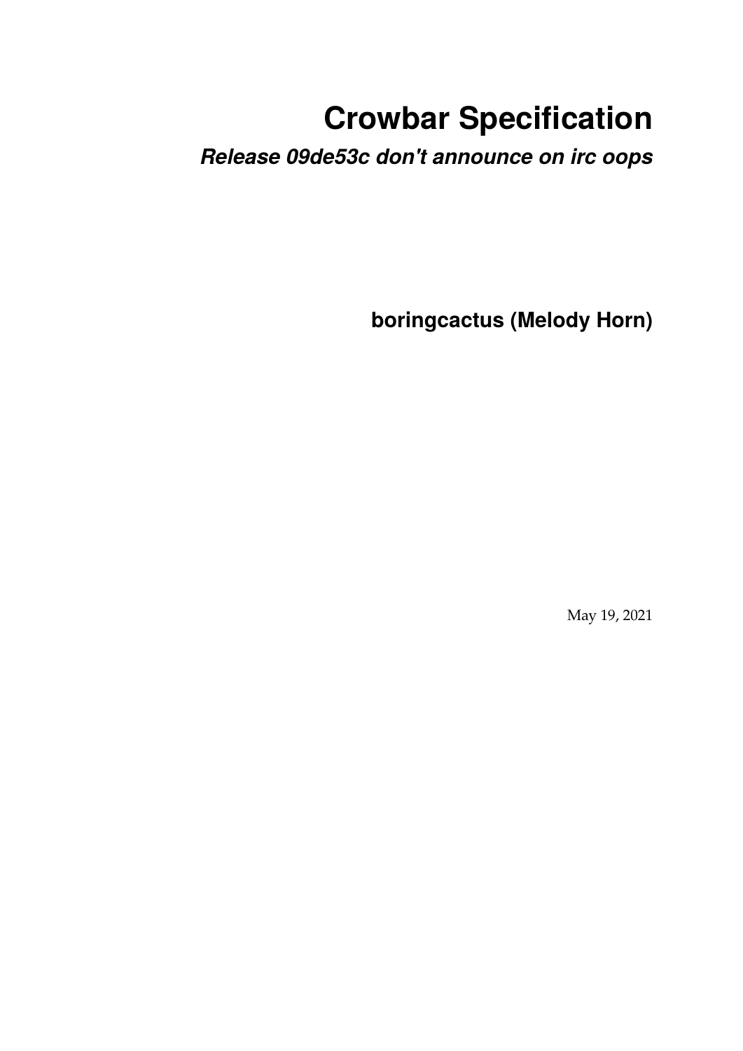# Crowbar Specification

***Release 09de53c don't announce on irc oops***

**boringcactus (Melody Horn)**

May 19, 2021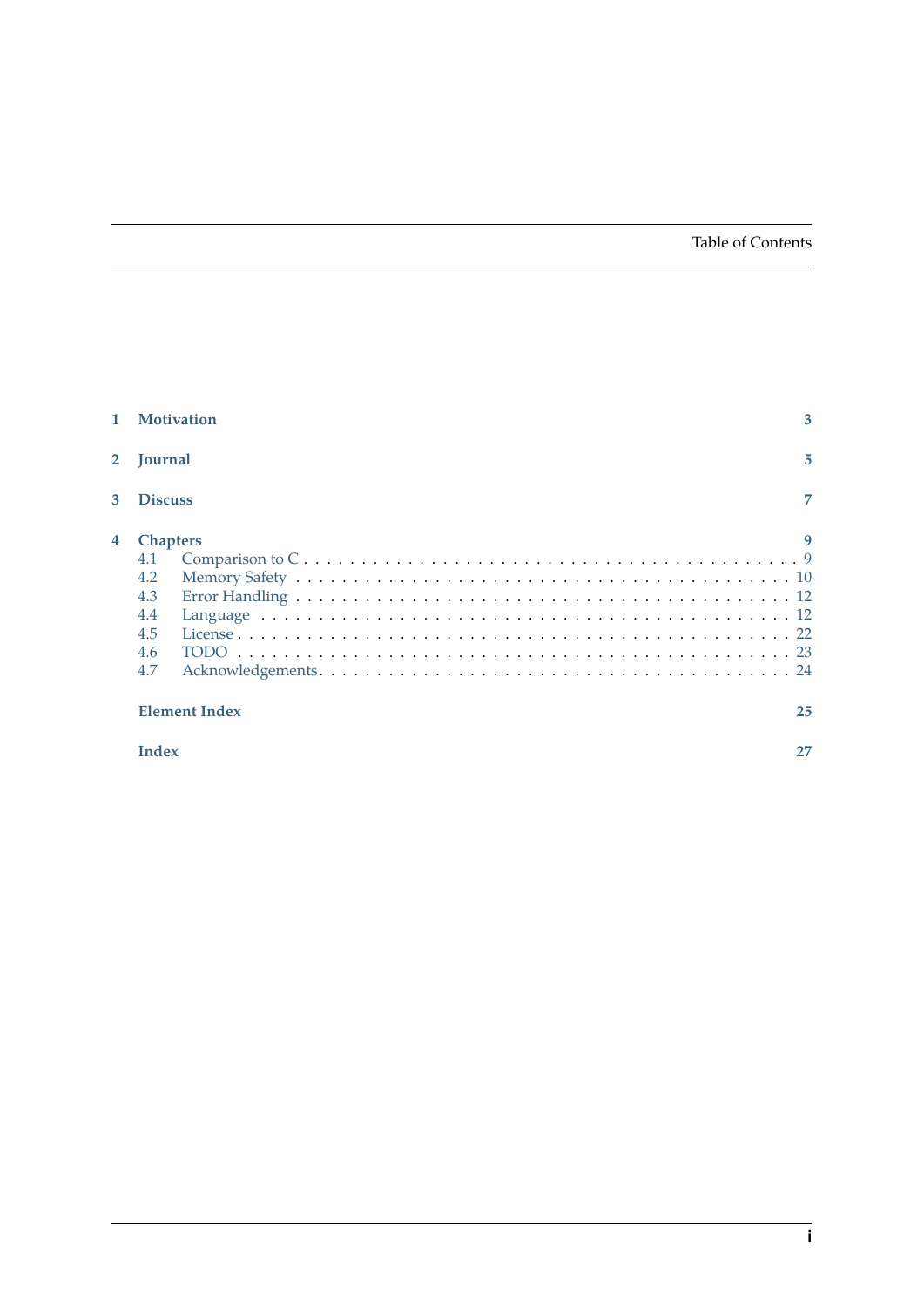# Table of Contents

1 **Motivation** 3

2 **Journal** 5

3 **Discuss** 7

4 **Chapters** 9

- 4.1 Comparison to C . . . 9
- 4.2 Memory Safety . . . 10
- 4.3 Error Handling . . . 12
- 4.4 Language . . . 12
- 4.5 License . . . 22
- 4.6 TODO . . . 23
- 4.7 Acknowledgements . . . 24

**Element Index** 25

**Index** 27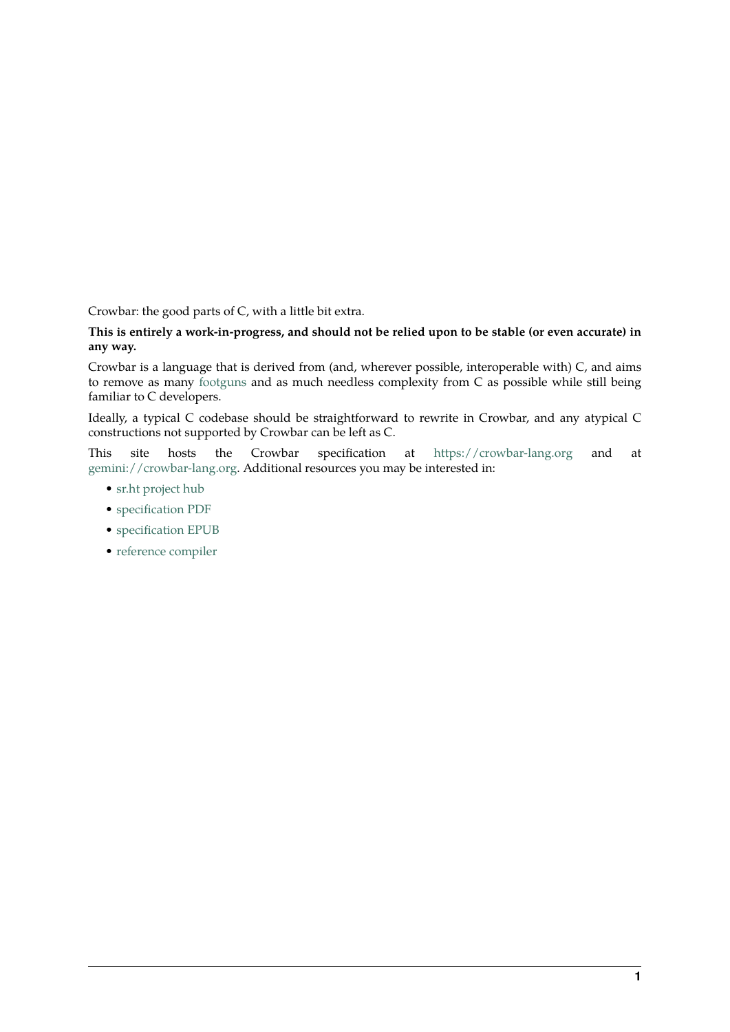Crowbar: the good parts of C, with a little bit extra.

**This is entirely a work-in-progress, and should not be relied upon to be stable (or even accurate) in any way.**

Crowbar is a language that is derived from (and, wherever possible, interoperable with) C, and aims to remove as many footguns and as much needless complexity from C as possible while still being familiar to C developers.

Ideally, a typical C codebase should be straightforward to rewrite in Crowbar, and any atypical C constructions not supported by Crowbar can be left as C.

This site hosts the Crowbar specification at https://crowbar-lang.org and at gemini://crowbar-lang.org. Additional resources you may be interested in:

- sr.ht project hub
- specification PDF
- specification EPUB
- reference compiler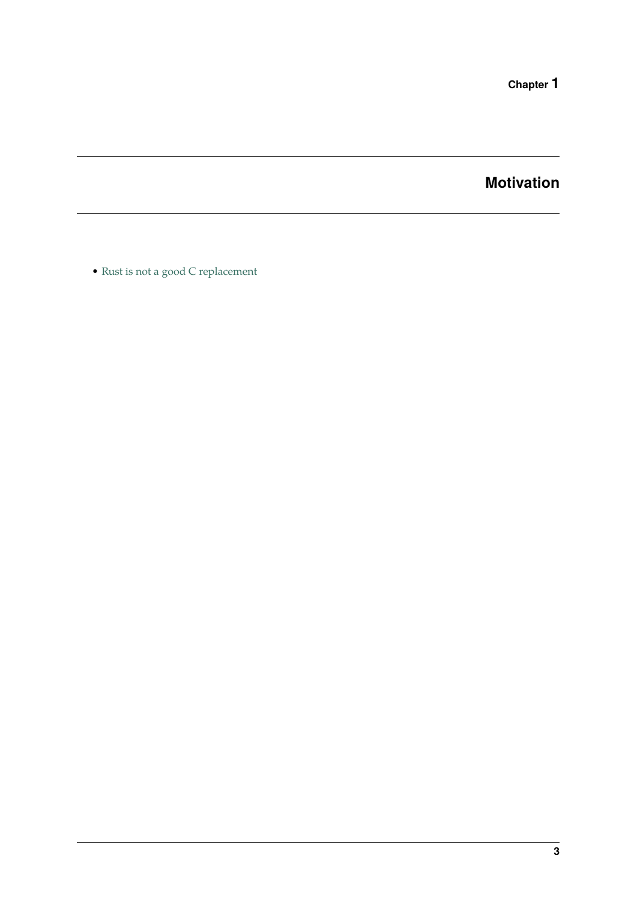# Chapter 1

# Motivation

- Rust is not a good C replacement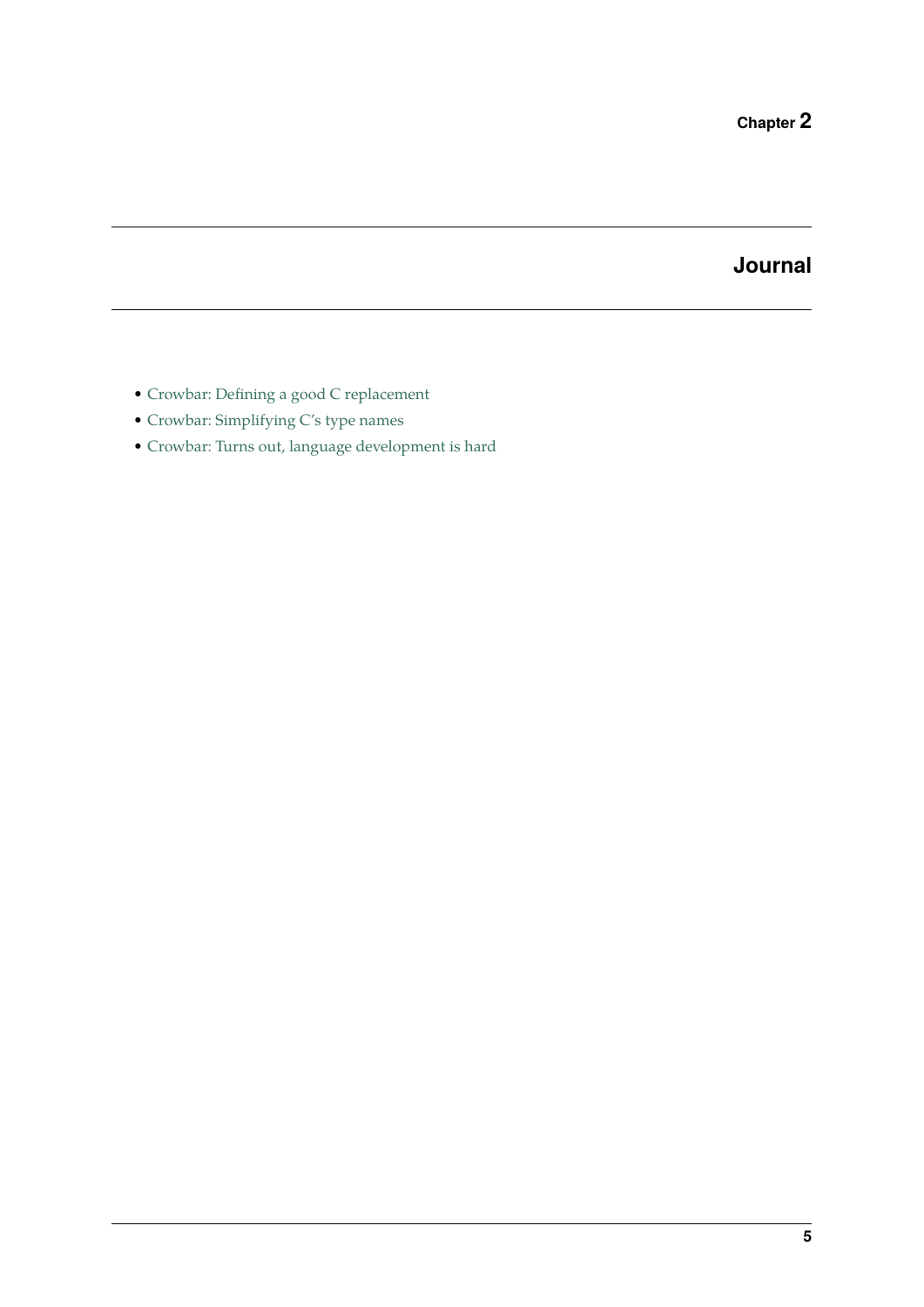# Chapter 2

## Journal

- Crowbar: Defining a good C replacement
- Crowbar: Simplifying C's type names
- Crowbar: Turns out, language development is hard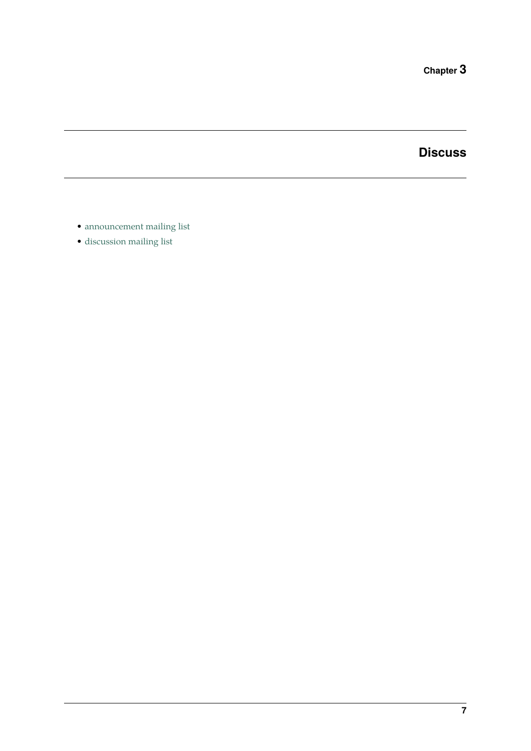# Chapter 3

## Discuss

- announcement mailing list
- discussion mailing list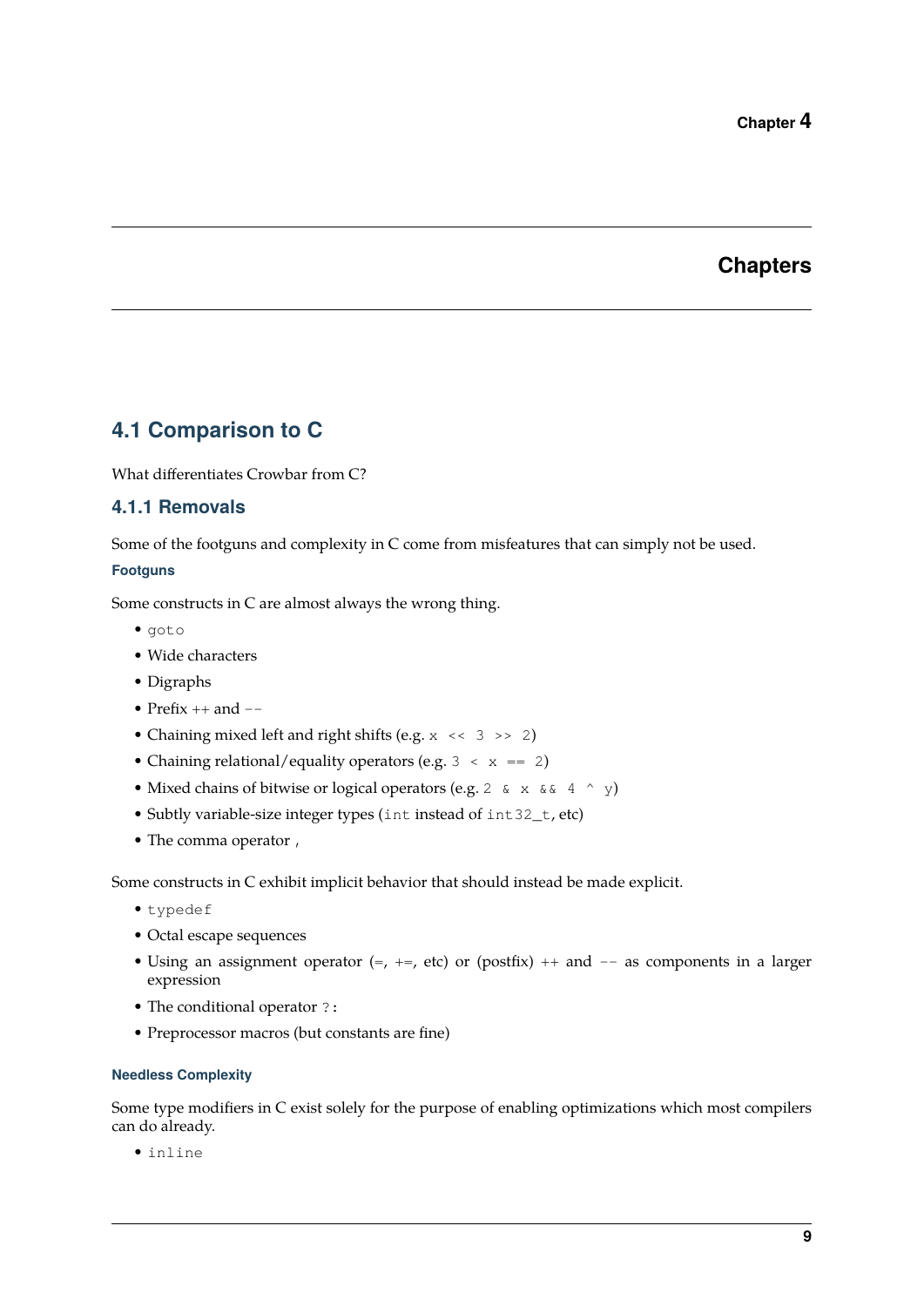Chapter 4

# Chapters

## 4.1 Comparison to C

What differentiates Crowbar from C?

### 4.1.1 Removals

Some of the footguns and complexity in C come from misfeatures that can simply not be used.

#### Footguns

Some constructs in C are almost always the wrong thing.

- `goto`
- Wide characters
- Digraphs
- Prefix `++` and `--`
- Chaining mixed left and right shifts (e.g. `x << 3 >> 2`)
- Chaining relational/equality operators (e.g. `3 < x == 2`)
- Mixed chains of bitwise or logical operators (e.g. `2 & x && 4 ^ y`)
- Subtly variable-size integer types (`int` instead of `int32_t`, etc)
- The comma operator `,`

Some constructs in C exhibit implicit behavior that should instead be made explicit.

- `typedef`
- Octal escape sequences
- Using an assignment operator (`=`, `+=`, etc) or (postfix) `++` and `--` as components in a larger expression
- The conditional operator `?:`
- Preprocessor macros (but constants are fine)

#### Needless Complexity

Some type modifiers in C exist solely for the purpose of enabling optimizations which most compilers can do already.

- `inline`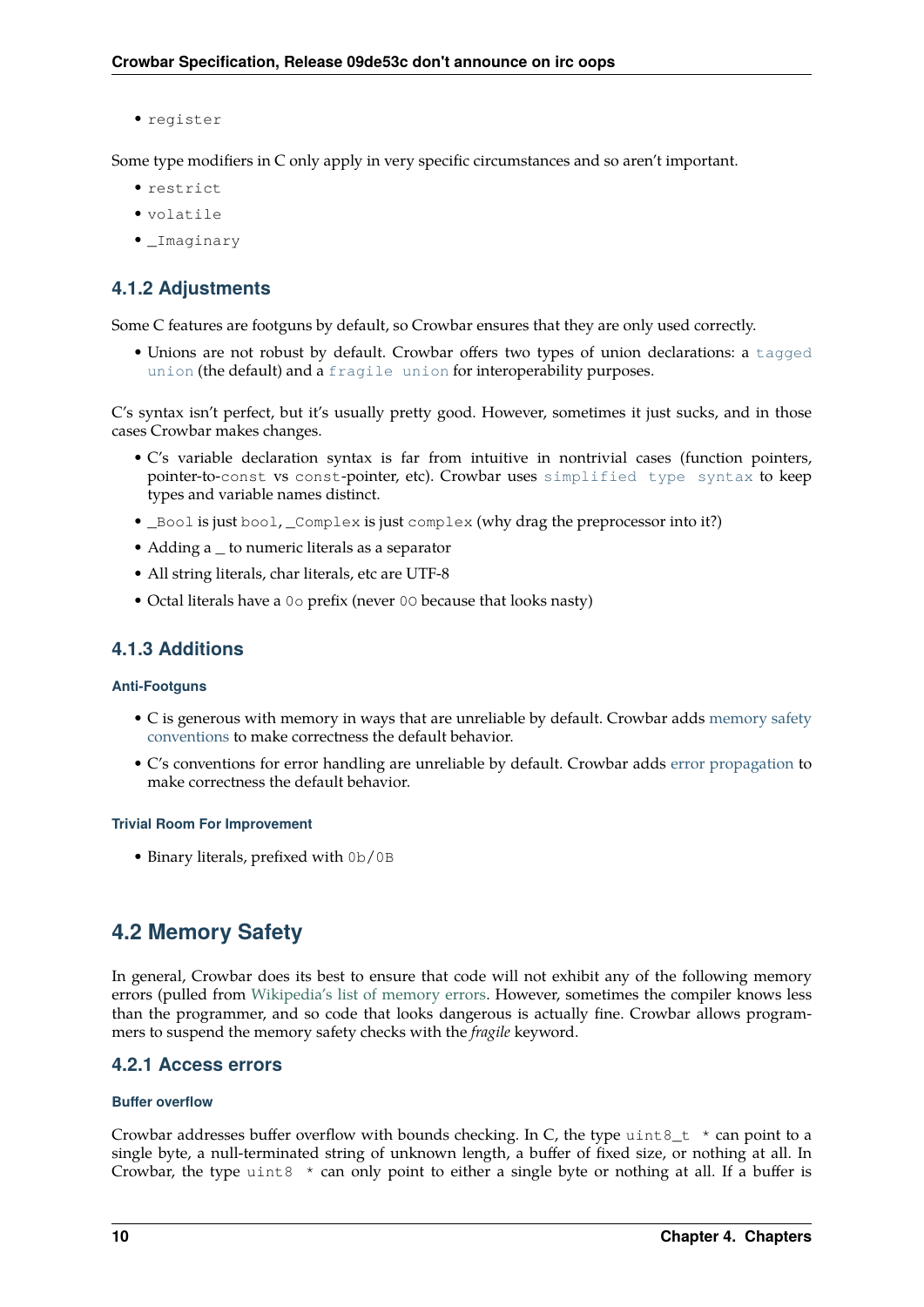- `register`

Some type modifiers in C only apply in very specific circumstances and so aren't important.

- `restrict`
- `volatile`
- `_Imaginary`

### 4.1.2 Adjustments

Some C features are footguns by default, so Crowbar ensures that they are only used correctly.

- Unions are not robust by default. Crowbar offers two types of union declarations: a `tagged union` (the default) and a `fragile union` for interoperability purposes.

C's syntax isn't perfect, but it's usually pretty good. However, sometimes it just sucks, and in those cases Crowbar makes changes.

- C's variable declaration syntax is far from intuitive in nontrivial cases (function pointers, pointer-to-`const` vs `const`-pointer, etc). Crowbar uses `simplified type syntax` to keep types and variable names distinct.
- `_Bool` is just `bool`, `_Complex` is just `complex` (why drag the preprocessor into it?)
- Adding a _ to numeric literals as a separator
- All string literals, char literals, etc are UTF-8
- Octal literals have a `0o` prefix (never `0O` because that looks nasty)

### 4.1.3 Additions

#### Anti-Footguns

- C is generous with memory in ways that are unreliable by default. Crowbar adds memory safety conventions to make correctness the default behavior.
- C's conventions for error handling are unreliable by default. Crowbar adds error propagation to make correctness the default behavior.

#### Trivial Room For Improvement

- Binary literals, prefixed with `0b`/`0B`

## 4.2 Memory Safety

In general, Crowbar does its best to ensure that code will not exhibit any of the following memory errors (pulled from Wikipedia's list of memory errors. However, sometimes the compiler knows less than the programmer, and so code that looks dangerous is actually fine. Crowbar allows programmers to suspend the memory safety checks with the *fragile* keyword.

### 4.2.1 Access errors

#### Buffer overflow

Crowbar addresses buffer overflow with bounds checking. In C, the type `uint8_t *` can point to a single byte, a null-terminated string of unknown length, a buffer of fixed size, or nothing at all. In Crowbar, the type `uint8 *` can only point to either a single byte or nothing at all. If a buffer is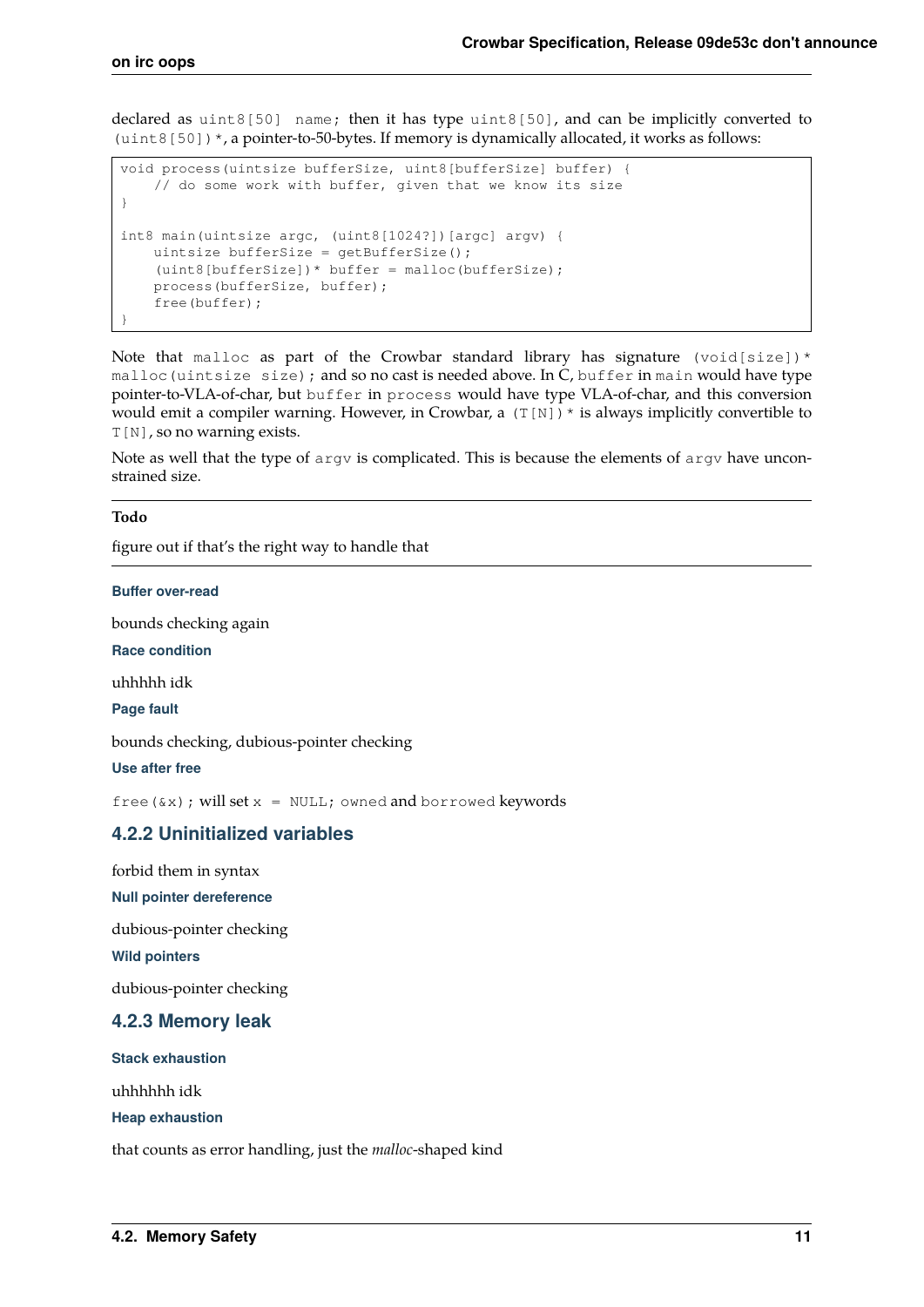declared as `uint8[50] name;` then it has type `uint8[50]`, and can be implicitly converted to `(uint8[50])*`, a pointer-to-50-bytes. If memory is dynamically allocated, it works as follows:

```
void process(uintsize bufferSize, uint8[bufferSize] buffer) {
    // do some work with buffer, given that we know its size
}

int8 main(uintsize argc, (uint8[1024?])[argc] argv) {
    uintsize bufferSize = getBufferSize();
    (uint8[bufferSize])* buffer = malloc(bufferSize);
    process(bufferSize, buffer);
    free(buffer);
}
```

Note that `malloc` as part of the Crowbar standard library has signature `(void[size])* malloc(uintsize size);` and so no cast is needed above. In C, `buffer` in `main` would have type pointer-to-VLA-of-char, but `buffer` in `process` would have type VLA-of-char, and this conversion would emit a compiler warning. However, in Crowbar, a `(T[N])*` is always implicitly convertible to `T[N]`, so no warning exists.

Note as well that the type of `argv` is complicated. This is because the elements of `argv` have unconstrained size.

---

**Todo**

figure out if that's the right way to handle that

---

#### Buffer over-read

bounds checking again

#### Race condition

uhhhhh idk

#### Page fault

bounds checking, dubious-pointer checking

#### Use after free

`free(&x);` will set `x = NULL;` `owned` and `borrowed` keywords

### 4.2.2 Uninitialized variables

forbid them in syntax

#### Null pointer dereference

dubious-pointer checking

#### Wild pointers

dubious-pointer checking

### 4.2.3 Memory leak

#### Stack exhaustion

uhhhhhh idk

#### Heap exhaustion

that counts as error handling, just the *malloc*-shaped kind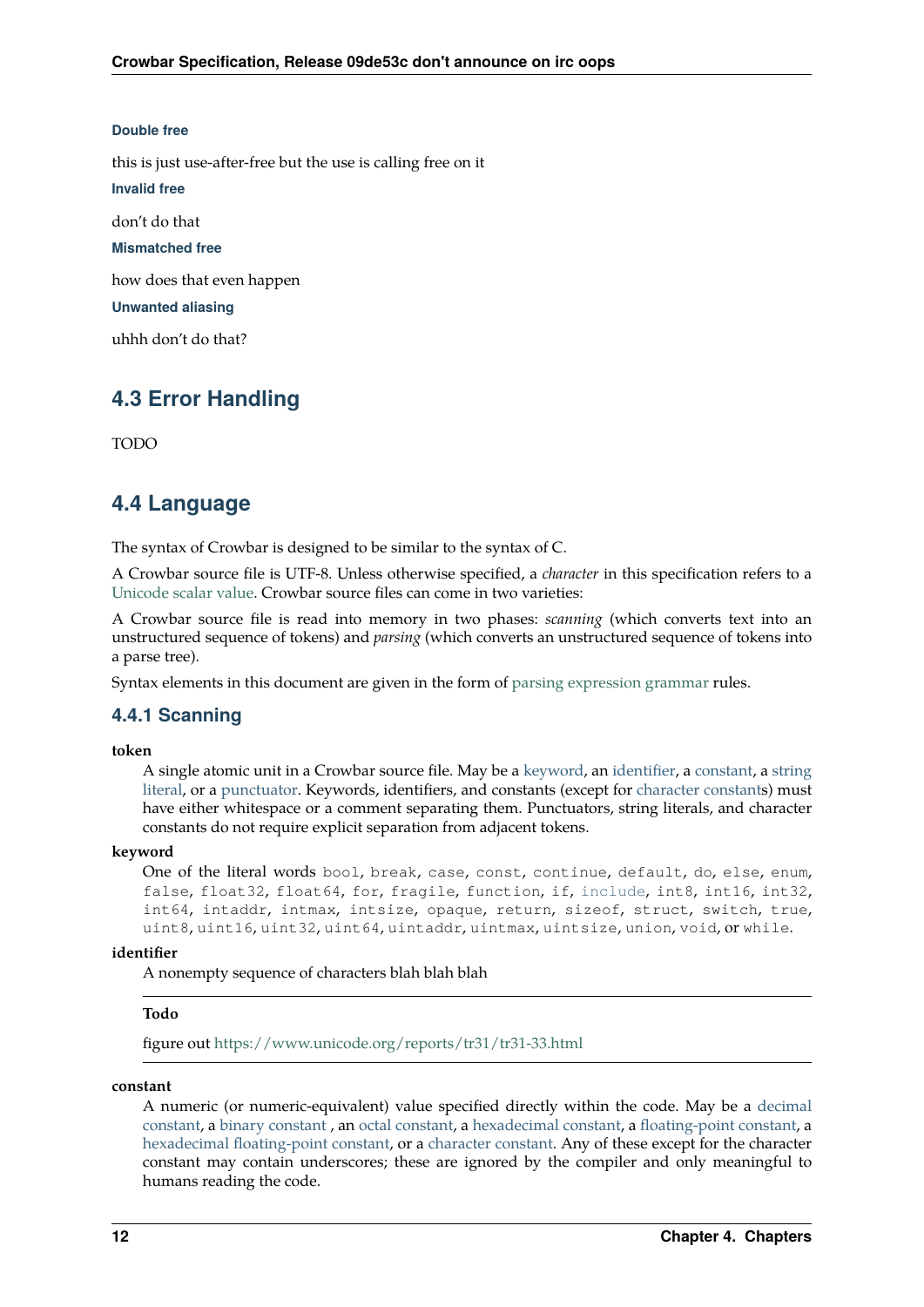#### Double free

this is just use-after-free but the use is calling free on it

#### Invalid free

don't do that

#### Mismatched free

how does that even happen

#### Unwanted aliasing

uhhh don't do that?

## 4.3 Error Handling

TODO

## 4.4 Language

The syntax of Crowbar is designed to be similar to the syntax of C.

A Crowbar source file is UTF-8. Unless otherwise specified, a *character* in this specification refers to a Unicode scalar value. Crowbar source files can come in two varieties:

A Crowbar source file is read into memory in two phases: *scanning* (which converts text into an unstructured sequence of tokens) and *parsing* (which converts an unstructured sequence of tokens into a parse tree).

Syntax elements in this document are given in the form of parsing expression grammar rules.

### 4.4.1 Scanning

**token**
: A single atomic unit in a Crowbar source file. May be a keyword, an identifier, a constant, a string literal, or a punctuator. Keywords, identifiers, and constants (except for character constants) must have either whitespace or a comment separating them. Punctuators, string literals, and character constants do not require explicit separation from adjacent tokens.

**keyword**
: One of the literal words `bool`, `break`, `case`, `const`, `continue`, `default`, `do`, `else`, `enum`, `false`, `float32`, `float64`, `for`, `fragile`, `function`, `if`, `include`, `int8`, `int16`, `int32`, `int64`, `intaddr`, `intmax`, `intsize`, `opaque`, `return`, `sizeof`, `struct`, `switch`, `true`, `uint8`, `uint16`, `uint32`, `uint64`, `uintaddr`, `uintmax`, `uintsize`, `union`, `void`, or `while`.

**identifier**
: A nonempty sequence of characters blah blah blah

> **Todo**
>
> figure out https://www.unicode.org/reports/tr31/tr31-33.html

**constant**
: A numeric (or numeric-equivalent) value specified directly within the code. May be a decimal constant, a binary constant , an octal constant, a hexadecimal constant, a floating-point constant, a hexadecimal floating-point constant, or a character constant. Any of these except for the character constant may contain underscores; these are ignored by the compiler and only meaningful to humans reading the code.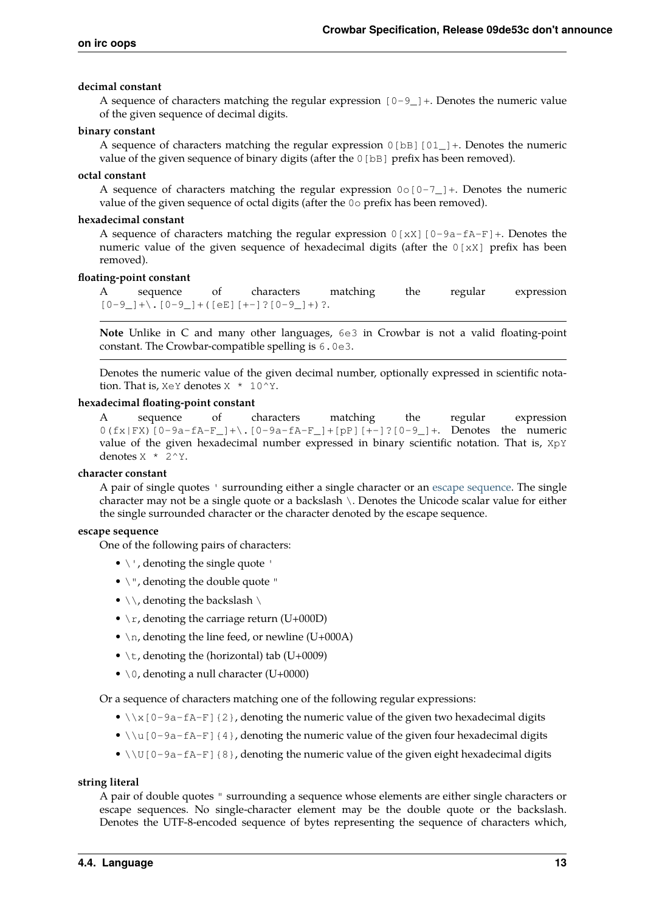**decimal constant**
: A sequence of characters matching the regular expression `[0-9_]+`. Denotes the numeric value of the given sequence of decimal digits.

**binary constant**
: A sequence of characters matching the regular expression `0[bB][01_]+`. Denotes the numeric value of the given sequence of binary digits (after the `0[bB]` prefix has been removed).

**octal constant**
: A sequence of characters matching the regular expression `0o[0-7_]+`. Denotes the numeric value of the given sequence of octal digits (after the `0o` prefix has been removed).

**hexadecimal constant**
: A sequence of characters matching the regular expression `0[xX][0-9a-fA-F]+`. Denotes the numeric value of the given sequence of hexadecimal digits (after the `0[xX]` prefix has been removed).

**floating-point constant**
: A sequence of characters matching the regular expression `[0-9_]+\.[0-9_]+([eE][+-]?[0-9_]+)?`.

> **Note** Unlike in C and many other languages, `6e3` in Crowbar is not a valid floating-point constant. The Crowbar-compatible spelling is `6.0e3`.

Denotes the numeric value of the given decimal number, optionally expressed in scientific notation. That is, `XeY` denotes `X * 10^Y`.

**hexadecimal floating-point constant**
: A sequence of characters matching the regular expression `0(fx|FX)[0-9a-fA-F_]+\.[0-9a-fA-F_]+[pP][+-]?[0-9_]+`. Denotes the numeric value of the given hexadecimal number expressed in binary scientific notation. That is, `XpY` denotes `X * 2^Y`.

**character constant**
: A pair of single quotes `'` surrounding either a single character or an escape sequence. The single character may not be a single quote or a backslash `\`. Denotes the Unicode scalar value for either the single surrounded character or the character denoted by the escape sequence.

**escape sequence**
: One of the following pairs of characters:

- `\'`, denoting the single quote `'`
- `\"`, denoting the double quote `"`
- `\\`, denoting the backslash `\`
- `\r`, denoting the carriage return (U+000D)
- `\n`, denoting the line feed, or newline (U+000A)
- `\t`, denoting the (horizontal) tab (U+0009)
- `\0`, denoting a null character (U+0000)

Or a sequence of characters matching one of the following regular expressions:

- `\\x[0-9a-fA-F]{2}`, denoting the numeric value of the given two hexadecimal digits
- `\\u[0-9a-fA-F]{4}`, denoting the numeric value of the given four hexadecimal digits
- `\\U[0-9a-fA-F]{8}`, denoting the numeric value of the given eight hexadecimal digits

**string literal**
: A pair of double quotes `"` surrounding a sequence whose elements are either single characters or escape sequences. No single-character element may be the double quote or the backslash. Denotes the UTF-8-encoded sequence of bytes representing the sequence of characters which,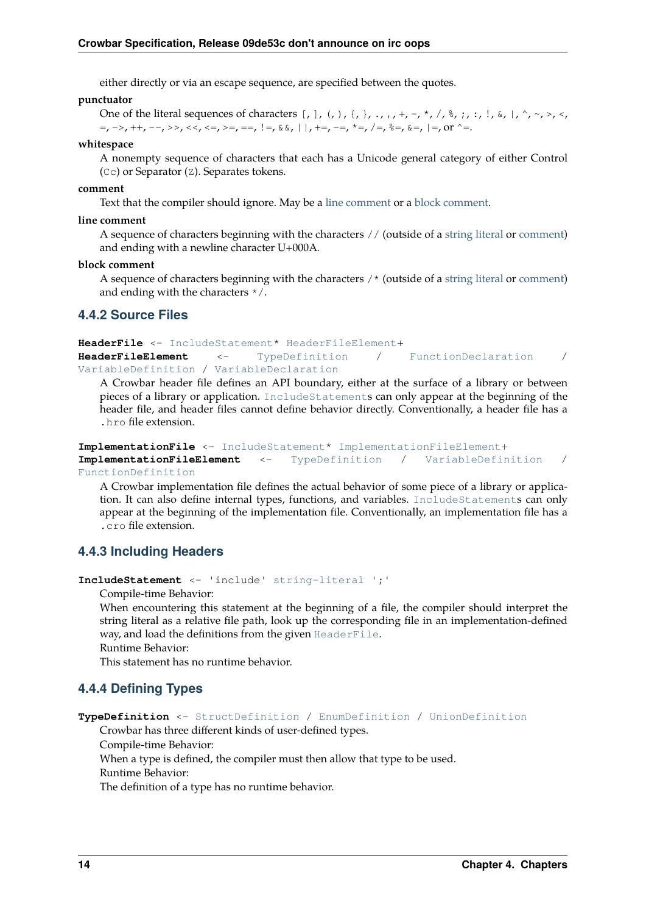either directly or via an escape sequence, are specified between the quotes.

**punctuator**

One of the literal sequences of characters `[`, `]`, `(`, `)`, `{`, `}`, `.`, `,`, `+`, `-`, `*`, `/`, `%`, `;`, `:`, `!`, `&`, `|`, `^`, `~`, `>`, `<`, `=`, `->`, `++`, `--`, `>>`, `<<`, `<=`, `>=`, `==`, `!=`, `&&`, `||`, `+=`, `-=`, `*=`, `/=`, `%=`, `&=`, `|=`, or `^=`.

**whitespace**

A nonempty sequence of characters that each has a Unicode general category of either Control (`Cc`) or Separator (`Z`). Separates tokens.

**comment**

Text that the compiler should ignore. May be a line comment or a block comment.

**line comment**

A sequence of characters beginning with the characters `//` (outside of a string literal or comment) and ending with a newline character U+000A.

**block comment**

A sequence of characters beginning with the characters `/*` (outside of a string literal or comment) and ending with the characters `*/`.

### 4.4.2 Source Files

**HeaderFile** <- IncludeStatement* HeaderFileElement+

**HeaderFileElement** <- TypeDefinition / FunctionDeclaration / VariableDefinition / VariableDeclaration

A Crowbar header file defines an API boundary, either at the surface of a library or between pieces of a library or application. IncludeStatements can only appear at the beginning of the header file, and header files cannot define behavior directly. Conventionally, a header file has a `.hro` file extension.

**ImplementationFile** <- IncludeStatement* ImplementationFileElement+

**ImplementationFileElement** <- TypeDefinition / VariableDefinition / FunctionDefinition

A Crowbar implementation file defines the actual behavior of some piece of a library or application. It can also define internal types, functions, and variables. IncludeStatements can only appear at the beginning of the implementation file. Conventionally, an implementation file has a `.cro` file extension.

### 4.4.3 Including Headers

**IncludeStatement** <- 'include' string-literal ';'

Compile-time Behavior:

When encountering this statement at the beginning of a file, the compiler should interpret the string literal as a relative file path, look up the corresponding file in an implementation-defined way, and load the definitions from the given HeaderFile.

Runtime Behavior:

This statement has no runtime behavior.

### 4.4.4 Defining Types

**TypeDefinition** <- StructDefinition / EnumDefinition / UnionDefinition

Crowbar has three different kinds of user-defined types.

Compile-time Behavior:

When a type is defined, the compiler must then allow that type to be used.

Runtime Behavior:

The definition of a type has no runtime behavior.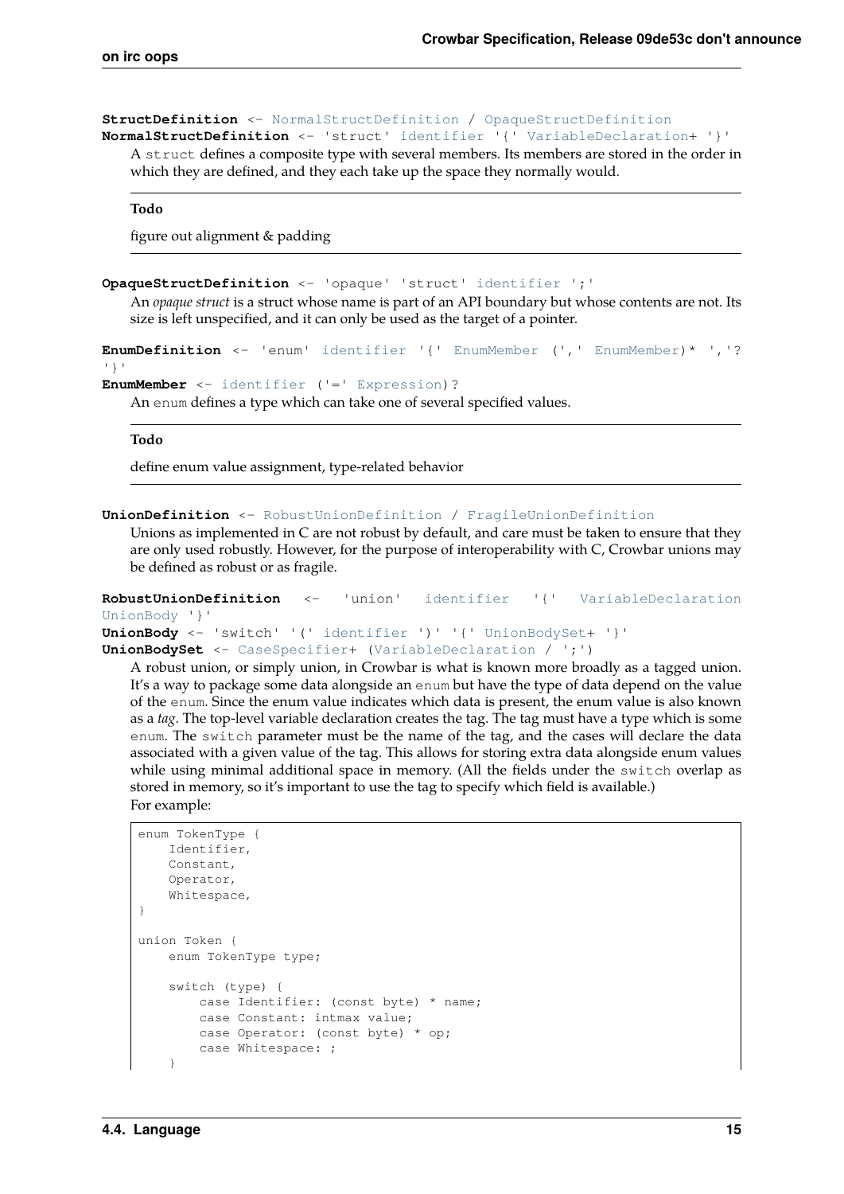**StructDefinition** <- NormalStructDefinition / OpaqueStructDefinition
**NormalStructDefinition** <- 'struct' identifier '{' VariableDeclaration+ '}'

A `struct` defines a composite type with several members. Its members are stored in the order in which they are defined, and they each take up the space they normally would.

**Todo**

figure out alignment & padding

**OpaqueStructDefinition** <- 'opaque' 'struct' identifier ';'

An *opaque struct* is a struct whose name is part of an API boundary but whose contents are not. Its size is left unspecified, and it can only be used as the target of a pointer.

**EnumDefinition** <- 'enum' identifier '{' EnumMember (',' EnumMember)* ','? '}'
**EnumMember** <- identifier ('=' Expression)?

An `enum` defines a type which can take one of several specified values.

**Todo**

define enum value assignment, type-related behavior

**UnionDefinition** <- RobustUnionDefinition / FragileUnionDefinition

Unions as implemented in C are not robust by default, and care must be taken to ensure that they are only used robustly. However, for the purpose of interoperability with C, Crowbar unions may be defined as robust or as fragile.

**RobustUnionDefinition** <- 'union' identifier '{' VariableDeclaration UnionBody '}'
**UnionBody** <- 'switch' '(' identifier ')' '{' UnionBodySet+ '}'
**UnionBodySet** <- CaseSpecifier+ (VariableDeclaration / ';')

A robust union, or simply union, in Crowbar is what is known more broadly as a tagged union. It's a way to package some data alongside an `enum` but have the type of data depend on the value of the `enum`. Since the enum value indicates which data is present, the enum value is also known as a *tag*. The top-level variable declaration creates the tag. The tag must have a type which is some `enum`. The `switch` parameter must be the name of the tag, and the cases will declare the data associated with a given value of the tag. This allows for storing extra data alongside enum values while using minimal additional space in memory. (All the fields under the `switch` overlap as stored in memory, so it's important to use the tag to specify which field is available.)

For example:

```
enum TokenType {
    Identifier,
    Constant,
    Operator,
    Whitespace,
}

union Token {
    enum TokenType type;

    switch (type) {
        case Identifier: (const byte) * name;
        case Constant: intmax value;
        case Operator: (const byte) * op;
        case Whitespace: ;
    }
```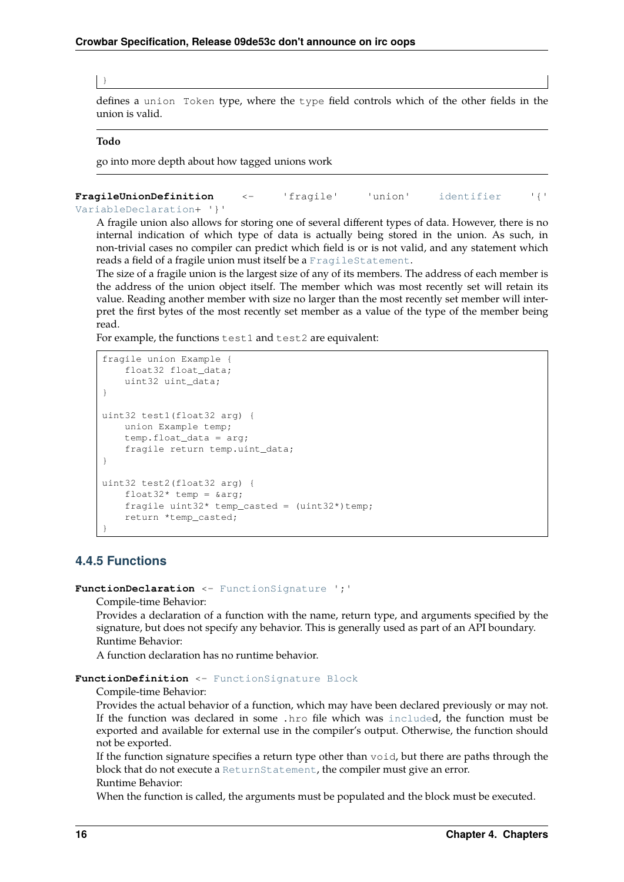```
}
```

defines a `union Token` type, where the `type` field controls which of the other fields in the union is valid.

**Todo**

go into more depth about how tagged unions work

**FragileUnionDefinition** <- 'fragile' 'union' identifier '{' VariableDeclaration+ '}'

A fragile union also allows for storing one of several different types of data. However, there is no internal indication of which type of data is actually being stored in the union. As such, in non-trivial cases no compiler can predict which field is or is not valid, and any statement which reads a field of a fragile union must itself be a `FragileStatement`.

The size of a fragile union is the largest size of any of its members. The address of each member is the address of the union object itself. The member which was most recently set will retain its value. Reading another member with size no larger than the most recently set member will interpret the first bytes of the most recently set member as a value of the type of the member being read.

For example, the functions `test1` and `test2` are equivalent:

```
fragile union Example {
    float32 float_data;
    uint32 uint_data;
}

uint32 test1(float32 arg) {
    union Example temp;
    temp.float_data = arg;
    fragile return temp.uint_data;
}

uint32 test2(float32 arg) {
    float32* temp = &arg;
    fragile uint32* temp_casted = (uint32*)temp;
    return *temp_casted;
}
```

### 4.4.5 Functions

**FunctionDeclaration** <- FunctionSignature ';'

Compile-time Behavior:

Provides a declaration of a function with the name, return type, and arguments specified by the signature, but does not specify any behavior. This is generally used as part of an API boundary.

Runtime Behavior:

A function declaration has no runtime behavior.

**FunctionDefinition** <- FunctionSignature Block

Compile-time Behavior:

Provides the actual behavior of a function, which may have been declared previously or may not. If the function was declared in some `.hro` file which was `include`d, the function must be exported and available for external use in the compiler's output. Otherwise, the function should not be exported.

If the function signature specifies a return type other than `void`, but there are paths through the block that do not execute a `ReturnStatement`, the compiler must give an error.

Runtime Behavior:

When the function is called, the arguments must be populated and the block must be executed.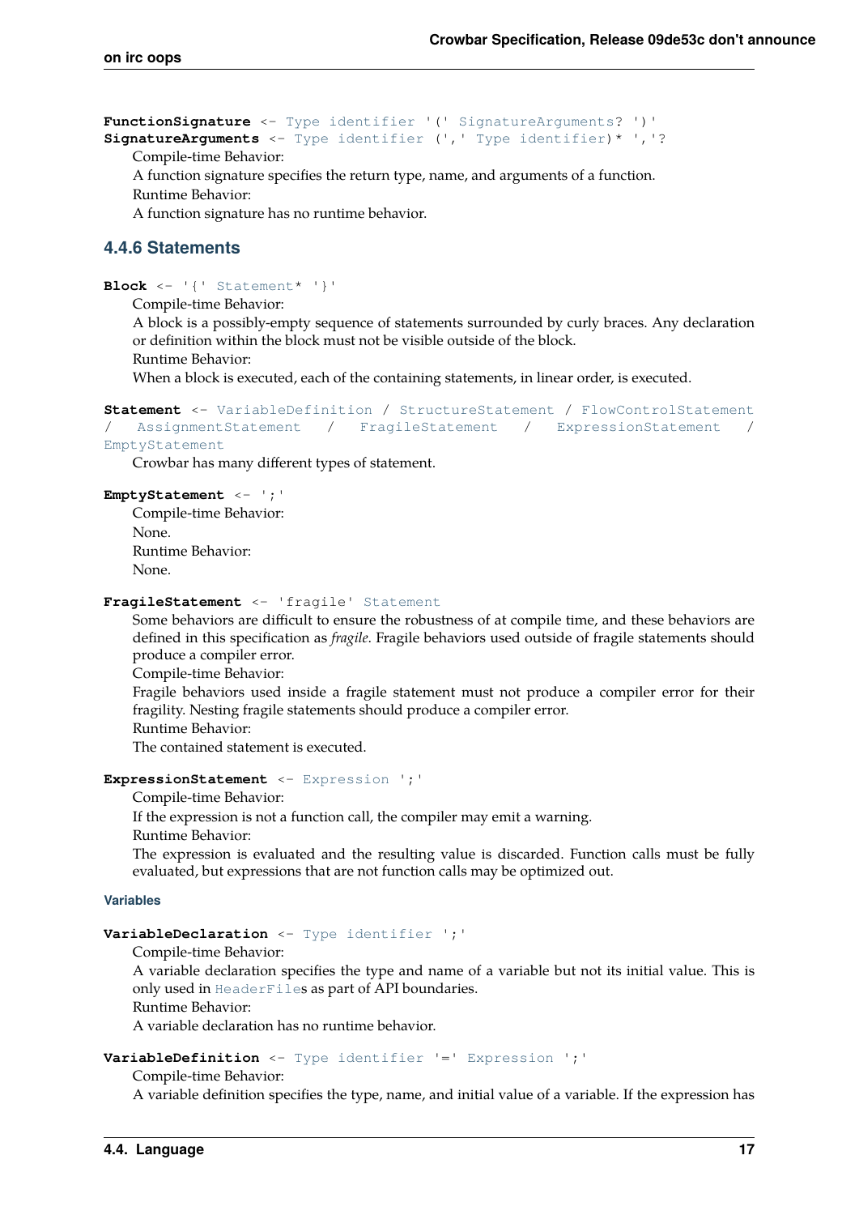**FunctionSignature** `<- Type identifier '(' SignatureArguments? ')'`
**SignatureArguments** `<- Type identifier (',' Type identifier)* ','?`

Compile-time Behavior:

A function signature specifies the return type, name, and arguments of a function.

Runtime Behavior:

A function signature has no runtime behavior.

### 4.4.6 Statements

**Block** `<- '{' Statement* '}'`

Compile-time Behavior:

A block is a possibly-empty sequence of statements surrounded by curly braces. Any declaration or definition within the block must not be visible outside of the block.

Runtime Behavior:

When a block is executed, each of the containing statements, in linear order, is executed.

**Statement** `<- VariableDefinition / StructureStatement / FlowControlStatement / AssignmentStatement / FragileStatement / ExpressionStatement / EmptyStatement`

Crowbar has many different types of statement.

**EmptyStatement** `<- ';'`

Compile-time Behavior:

None.

Runtime Behavior:

None.

**FragileStatement** `<- 'fragile' Statement`

Some behaviors are difficult to ensure the robustness of at compile time, and these behaviors are defined in this specification as *fragile*. Fragile behaviors used outside of fragile statements should produce a compiler error.

Compile-time Behavior:

Fragile behaviors used inside a fragile statement must not produce a compiler error for their fragility. Nesting fragile statements should produce a compiler error.

Runtime Behavior:

The contained statement is executed.

**ExpressionStatement** `<- Expression ';'`

Compile-time Behavior:

If the expression is not a function call, the compiler may emit a warning.

Runtime Behavior:

The expression is evaluated and the resulting value is discarded. Function calls must be fully evaluated, but expressions that are not function calls may be optimized out.

#### Variables

**VariableDeclaration** `<- Type identifier ';'`

Compile-time Behavior:

A variable declaration specifies the type and name of a variable but not its initial value. This is only used in `HeaderFile`s as part of API boundaries.

Runtime Behavior:

A variable declaration has no runtime behavior.

**VariableDefinition** `<- Type identifier '=' Expression ';'`

Compile-time Behavior:

A variable definition specifies the type, name, and initial value of a variable. If the expression has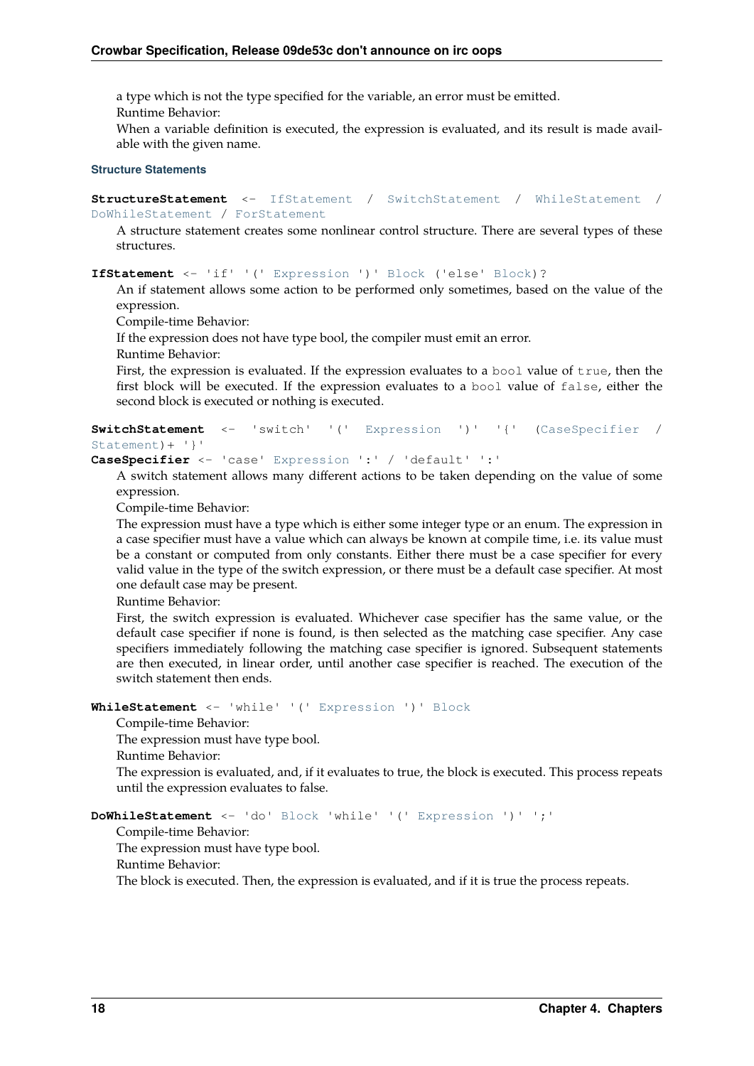a type which is not the type specified for the variable, an error must be emitted.

Runtime Behavior:

When a variable definition is executed, the expression is evaluated, and its result is made available with the given name.

#### Structure Statements

**StructureStatement** <- IfStatement / SwitchStatement / WhileStatement / DoWhileStatement / ForStatement

A structure statement creates some nonlinear control structure. There are several types of these structures.

**IfStatement** <- 'if' '(' Expression ')' Block ('else' Block)?

An if statement allows some action to be performed only sometimes, based on the value of the expression.

Compile-time Behavior:

If the expression does not have type bool, the compiler must emit an error.

Runtime Behavior:

First, the expression is evaluated. If the expression evaluates to a `bool` value of `true`, then the first block will be executed. If the expression evaluates to a `bool` value of `false`, either the second block is executed or nothing is executed.

**SwitchStatement** <- 'switch' '(' Expression ')' '{' (CaseSpecifier / Statement)+ '}'

**CaseSpecifier** <- 'case' Expression ':' / 'default' ':'

A switch statement allows many different actions to be taken depending on the value of some expression.

Compile-time Behavior:

The expression must have a type which is either some integer type or an enum. The expression in a case specifier must have a value which can always be known at compile time, i.e. its value must be a constant or computed from only constants. Either there must be a case specifier for every valid value in the type of the switch expression, or there must be a default case specifier. At most one default case may be present.

Runtime Behavior:

First, the switch expression is evaluated. Whichever case specifier has the same value, or the default case specifier if none is found, is then selected as the matching case specifier. Any case specifiers immediately following the matching case specifier is ignored. Subsequent statements are then executed, in linear order, until another case specifier is reached. The execution of the switch statement then ends.

**WhileStatement** <- 'while' '(' Expression ')' Block

Compile-time Behavior:

The expression must have type bool.

Runtime Behavior:

The expression is evaluated, and, if it evaluates to true, the block is executed. This process repeats until the expression evaluates to false.

**DoWhileStatement** <- 'do' Block 'while' '(' Expression ')' ';'

Compile-time Behavior:

The expression must have type bool.

Runtime Behavior:

The block is executed. Then, the expression is evaluated, and if it is true the process repeats.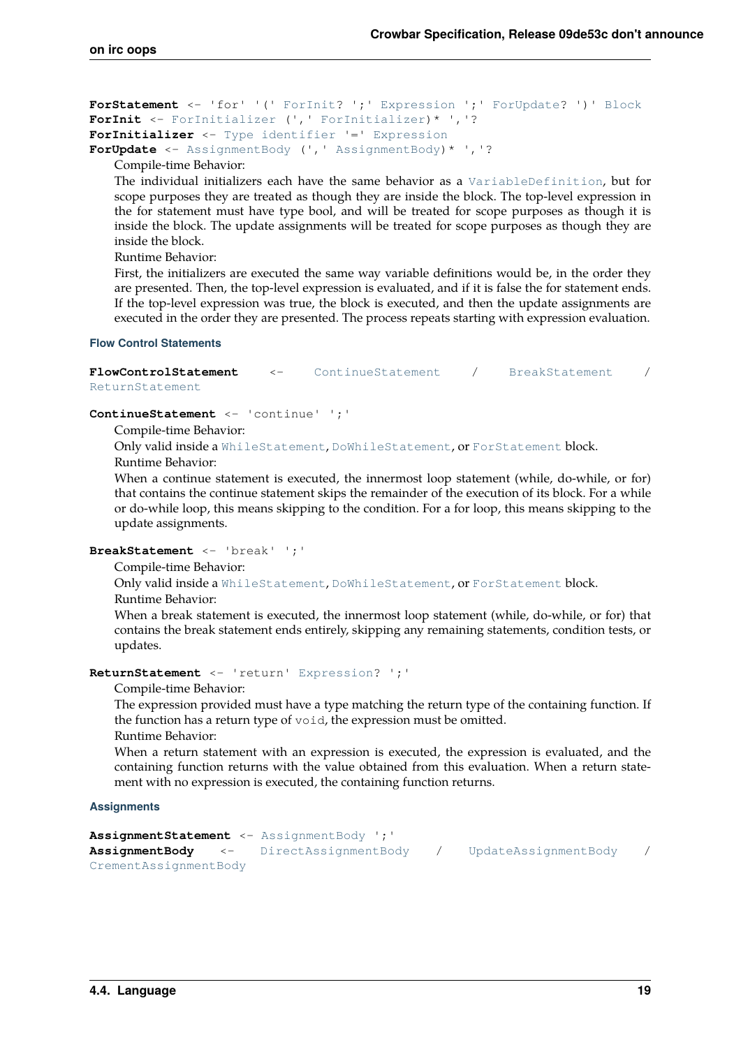**ForStatement** <- 'for' '(' ForInit? ';' Expression ';' ForUpdate? ')' Block
**ForInit** <- ForInitializer (',' ForInitializer)* ','?
**ForInitializer** <- Type identifier '=' Expression
**ForUpdate** <- AssignmentBody (',' AssignmentBody)* ','?

Compile-time Behavior:

The individual initializers each have the same behavior as a VariableDefinition, but for scope purposes they are treated as though they are inside the block. The top-level expression in the for statement must have type bool, and will be treated for scope purposes as though it is inside the block. The update assignments will be treated for scope purposes as though they are inside the block.

Runtime Behavior:

First, the initializers are executed the same way variable definitions would be, in the order they are presented. Then, the top-level expression is evaluated, and if it is false the for statement ends. If the top-level expression was true, the block is executed, and then the update assignments are executed in the order they are presented. The process repeats starting with expression evaluation.

#### Flow Control Statements

**FlowControlStatement** <- ContinueStatement / BreakStatement / ReturnStatement

**ContinueStatement** <- 'continue' ';'

Compile-time Behavior:

Only valid inside a WhileStatement, DoWhileStatement, or ForStatement block.

Runtime Behavior:

When a continue statement is executed, the innermost loop statement (while, do-while, or for) that contains the continue statement skips the remainder of the execution of its block. For a while or do-while loop, this means skipping to the condition. For a for loop, this means skipping to the update assignments.

**BreakStatement** <- 'break' ';'

Compile-time Behavior:

Only valid inside a WhileStatement, DoWhileStatement, or ForStatement block.

Runtime Behavior:

When a break statement is executed, the innermost loop statement (while, do-while, or for) that contains the break statement ends entirely, skipping any remaining statements, condition tests, or updates.

**ReturnStatement** <- 'return' Expression? ';'

Compile-time Behavior:

The expression provided must have a type matching the return type of the containing function. If the function has a return type of `void`, the expression must be omitted.

Runtime Behavior:

When a return statement with an expression is executed, the expression is evaluated, and the containing function returns with the value obtained from this evaluation. When a return statement with no expression is executed, the containing function returns.

#### Assignments

**AssignmentStatement** <- AssignmentBody ';'
**AssignmentBody** <- DirectAssignmentBody / UpdateAssignmentBody / CrementAssignmentBody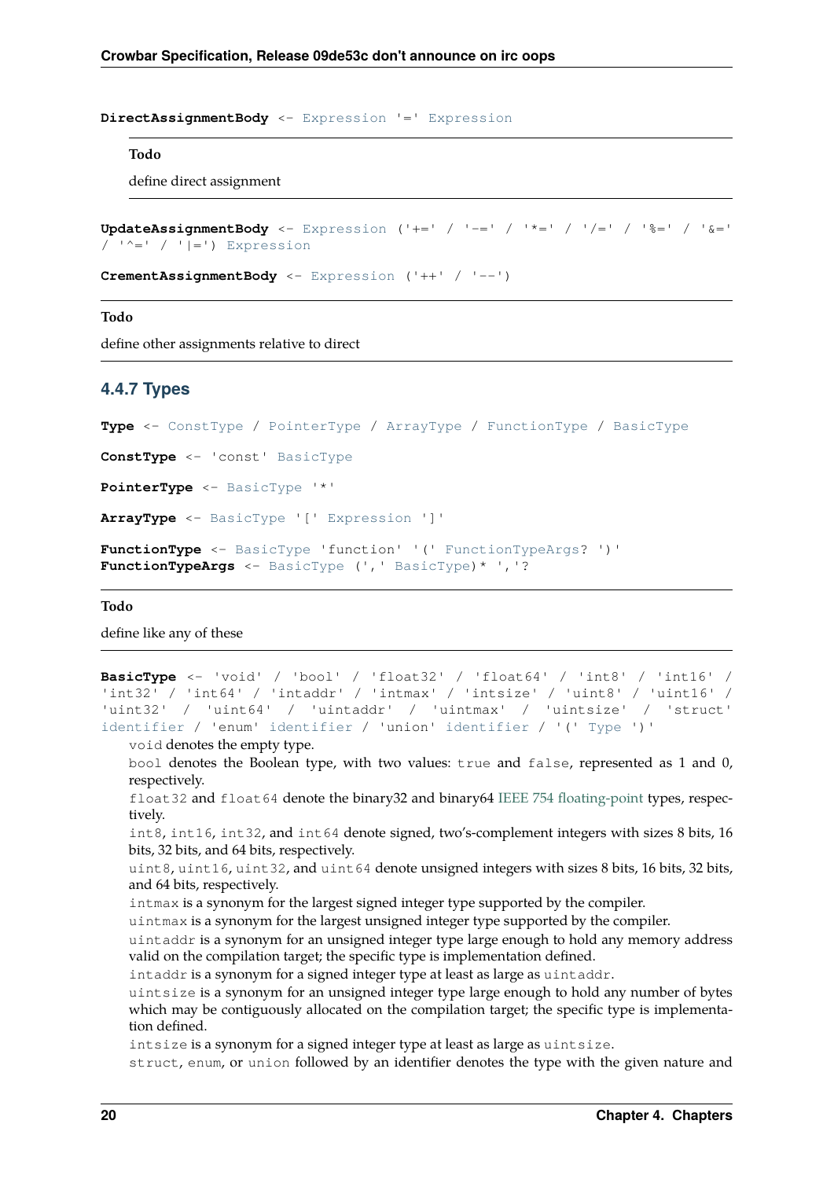**DirectAssignmentBody** <- Expression '=' Expression

> **Todo**
>
> define direct assignment

**UpdateAssignmentBody** <- Expression ('+=' / '-=' / '*=' / '/=' / '%=' / '&=' / '^=' / '|=') Expression

**CrementAssignmentBody** <- Expression ('++' / '--')

**Todo**

define other assignments relative to direct

### 4.4.7 Types

**Type** <- ConstType / PointerType / ArrayType / FunctionType / BasicType

**ConstType** <- 'const' BasicType

**PointerType** <- BasicType '*'

**ArrayType** <- BasicType '[' Expression ']'

**FunctionType** <- BasicType 'function' '(' FunctionTypeArgs? ')'
**FunctionTypeArgs** <- BasicType (',' BasicType)* ','?

**Todo**

define like any of these

**BasicType** <- 'void' / 'bool' / 'float32' / 'float64' / 'int8' / 'int16' / 'int32' / 'int64' / 'intaddr' / 'intmax' / 'intsize' / 'uint8' / 'uint16' / 'uint32' / 'uint64' / 'uintaddr' / 'uintmax' / 'uintsize' / 'struct' identifier / 'enum' identifier / 'union' identifier / '(' Type ')'

`void` denotes the empty type.

`bool` denotes the Boolean type, with two values: `true` and `false`, represented as 1 and 0, respectively.

`float32` and `float64` denote the binary32 and binary64 IEEE 754 floating-point types, respectively.

`int8`, `int16`, `int32`, and `int64` denote signed, two's-complement integers with sizes 8 bits, 16 bits, 32 bits, and 64 bits, respectively.

`uint8`, `uint16`, `uint32`, and `uint64` denote unsigned integers with sizes 8 bits, 16 bits, 32 bits, and 64 bits, respectively.

`intmax` is a synonym for the largest signed integer type supported by the compiler.

`uintmax` is a synonym for the largest unsigned integer type supported by the compiler.

`uintaddr` is a synonym for an unsigned integer type large enough to hold any memory address valid on the compilation target; the specific type is implementation defined.

`intaddr` is a synonym for a signed integer type at least as large as `uintaddr`.

`uintsize` is a synonym for an unsigned integer type large enough to hold any number of bytes which may be contiguously allocated on the compilation target; the specific type is implementation defined.

`intsize` is a synonym for a signed integer type at least as large as `uintsize`.

`struct`, `enum`, or `union` followed by an identifier denotes the type with the given nature and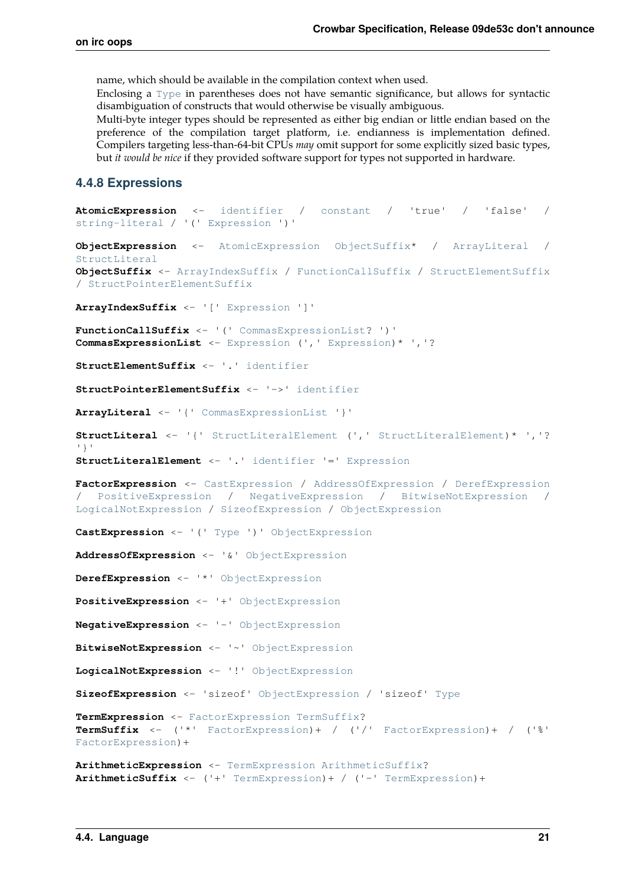name, which should be available in the compilation context when used.

Enclosing a Type in parentheses does not have semantic significance, but allows for syntactic disambiguation of constructs that would otherwise be visually ambiguous.

Multi-byte integer types should be represented as either big endian or little endian based on the preference of the compilation target platform, i.e. endianness is implementation defined. Compilers targeting less-than-64-bit CPUs *may* omit support for some explicitly sized basic types, but *it would be nice* if they provided software support for types not supported in hardware.

### 4.4.8 Expressions

```
AtomicExpression <- identifier / constant / 'true' / 'false' /
string-literal / '(' Expression ')'

ObjectExpression <- AtomicExpression ObjectSuffix* / ArrayLiteral /
StructLiteral
ObjectSuffix <- ArrayIndexSuffix / FunctionCallSuffix / StructElementSuffix
/ StructPointerElementSuffix

ArrayIndexSuffix <- '[' Expression ']'

FunctionCallSuffix <- '(' CommasExpressionList? ')'
CommasExpressionList <- Expression (',' Expression)* ','?

StructElementSuffix <- '.' identifier

StructPointerElementSuffix <- '->' identifier

ArrayLiteral <- '{' CommasExpressionList '}'

StructLiteral <- '{' StructLiteralElement (',' StructLiteralElement)* ','?
'}'
StructLiteralElement <- '.' identifier '=' Expression

FactorExpression <- CastExpression / AddressOfExpression / DerefExpression
/ PositiveExpression / NegativeExpression / BitwiseNotExpression /
LogicalNotExpression / SizeofExpression / ObjectExpression

CastExpression <- '(' Type ')' ObjectExpression

AddressOfExpression <- '&' ObjectExpression

DerefExpression <- '*' ObjectExpression

PositiveExpression <- '+' ObjectExpression

NegativeExpression <- '-' ObjectExpression

BitwiseNotExpression <- '~' ObjectExpression

LogicalNotExpression <- '!' ObjectExpression

SizeofExpression <- 'sizeof' ObjectExpression / 'sizeof' Type

TermExpression <- FactorExpression TermSuffix?
TermSuffix <- ('*' FactorExpression)+ / ('/' FactorExpression)+ / ('%'
FactorExpression)+

ArithmeticExpression <- TermExpression ArithmeticSuffix?
ArithmeticSuffix <- ('+' TermExpression)+ / ('-' TermExpression)+
```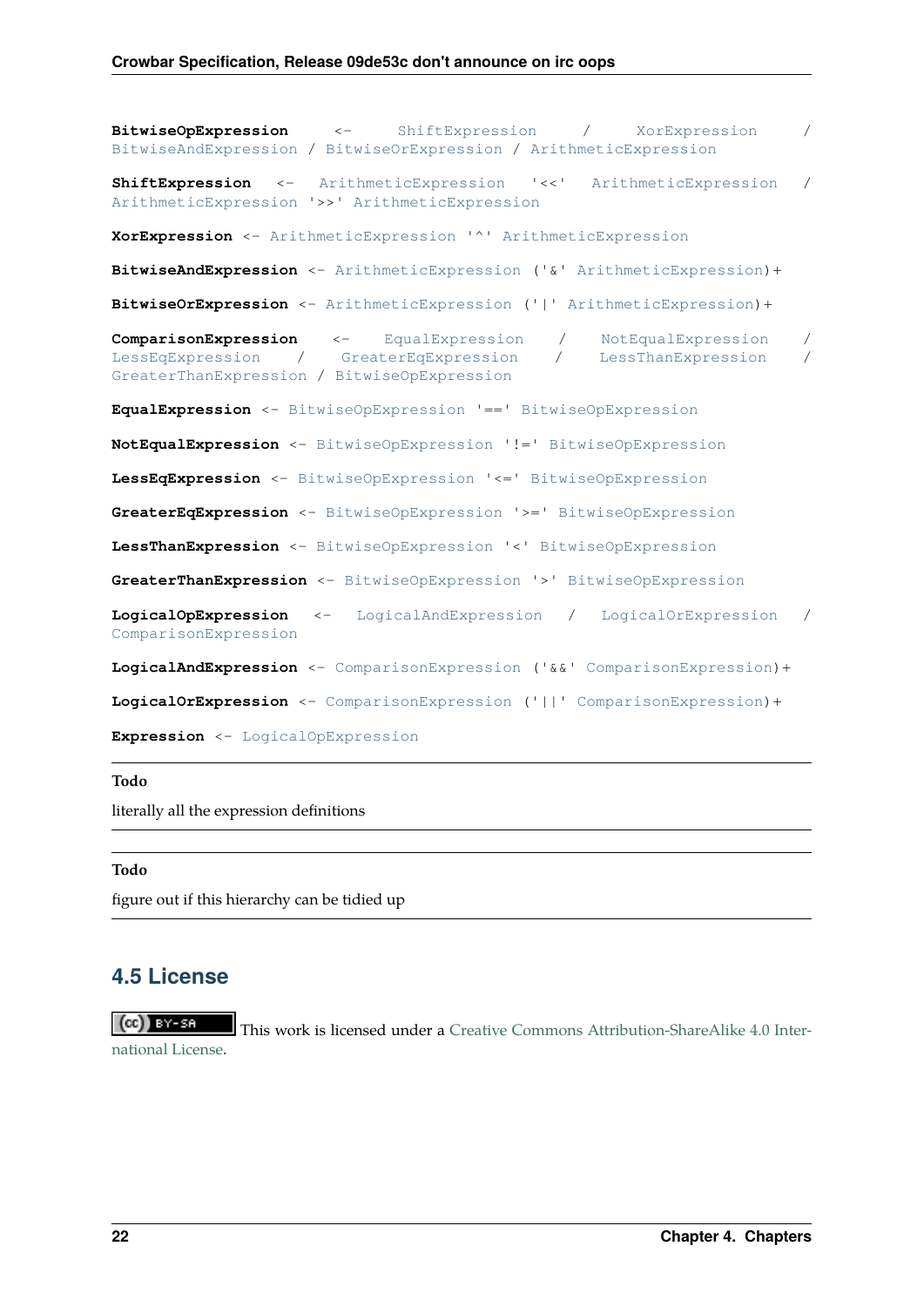**BitwiseOpExpression** <- ShiftExpression / XorExpression / BitwiseAndExpression / BitwiseOrExpression / ArithmeticExpression

**ShiftExpression** <- ArithmeticExpression '<<' ArithmeticExpression / ArithmeticExpression '>>' ArithmeticExpression

**XorExpression** <- ArithmeticExpression '^' ArithmeticExpression

**BitwiseAndExpression** <- ArithmeticExpression ('&' ArithmeticExpression)+

**BitwiseOrExpression** <- ArithmeticExpression ('|' ArithmeticExpression)+

**ComparisonExpression** <- EqualExpression / NotEqualExpression / LessEqExpression / GreaterEqExpression / LessThanExpression / GreaterThanExpression / BitwiseOpExpression

**EqualExpression** <- BitwiseOpExpression '==' BitwiseOpExpression

**NotEqualExpression** <- BitwiseOpExpression '!=' BitwiseOpExpression

**LessEqExpression** <- BitwiseOpExpression '<=' BitwiseOpExpression

**GreaterEqExpression** <- BitwiseOpExpression '>=' BitwiseOpExpression

**LessThanExpression** <- BitwiseOpExpression '<' BitwiseOpExpression

**GreaterThanExpression** <- BitwiseOpExpression '>' BitwiseOpExpression

**LogicalOpExpression** <- LogicalAndExpression / LogicalOrExpression / ComparisonExpression

**LogicalAndExpression** <- ComparisonExpression ('&&' ComparisonExpression)+

**LogicalOrExpression** <- ComparisonExpression ('||' ComparisonExpression)+

**Expression** <- LogicalOpExpression

---

**Todo**

literally all the expression definitions

---

**Todo**

figure out if this hierarchy can be tidied up

---

## 4.5 License

This work is licensed under a Creative Commons Attribution-ShareAlike 4.0 International License.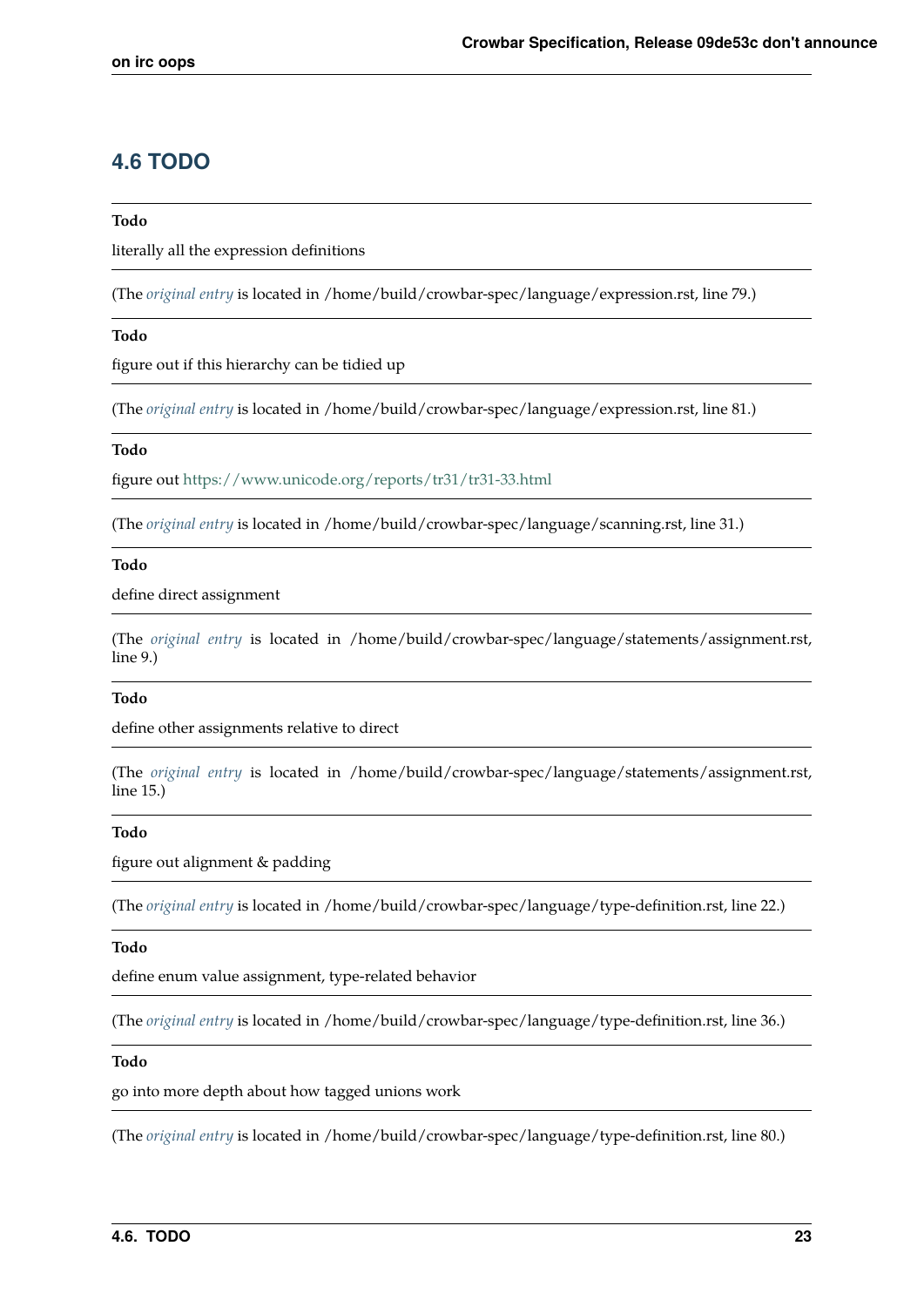## 4.6 TODO

**Todo**

literally all the expression definitions

(The *original entry* is located in /home/build/crowbar-spec/language/expression.rst, line 79.)

**Todo**

figure out if this hierarchy can be tidied up

(The *original entry* is located in /home/build/crowbar-spec/language/expression.rst, line 81.)

**Todo**

figure out https://www.unicode.org/reports/tr31/tr31-33.html

(The *original entry* is located in /home/build/crowbar-spec/language/scanning.rst, line 31.)

**Todo**

define direct assignment

(The *original entry* is located in /home/build/crowbar-spec/language/statements/assignment.rst, line 9.)

**Todo**

define other assignments relative to direct

(The *original entry* is located in /home/build/crowbar-spec/language/statements/assignment.rst, line 15.)

**Todo**

figure out alignment & padding

(The *original entry* is located in /home/build/crowbar-spec/language/type-definition.rst, line 22.)

**Todo**

define enum value assignment, type-related behavior

(The *original entry* is located in /home/build/crowbar-spec/language/type-definition.rst, line 36.)

**Todo**

go into more depth about how tagged unions work

(The *original entry* is located in /home/build/crowbar-spec/language/type-definition.rst, line 80.)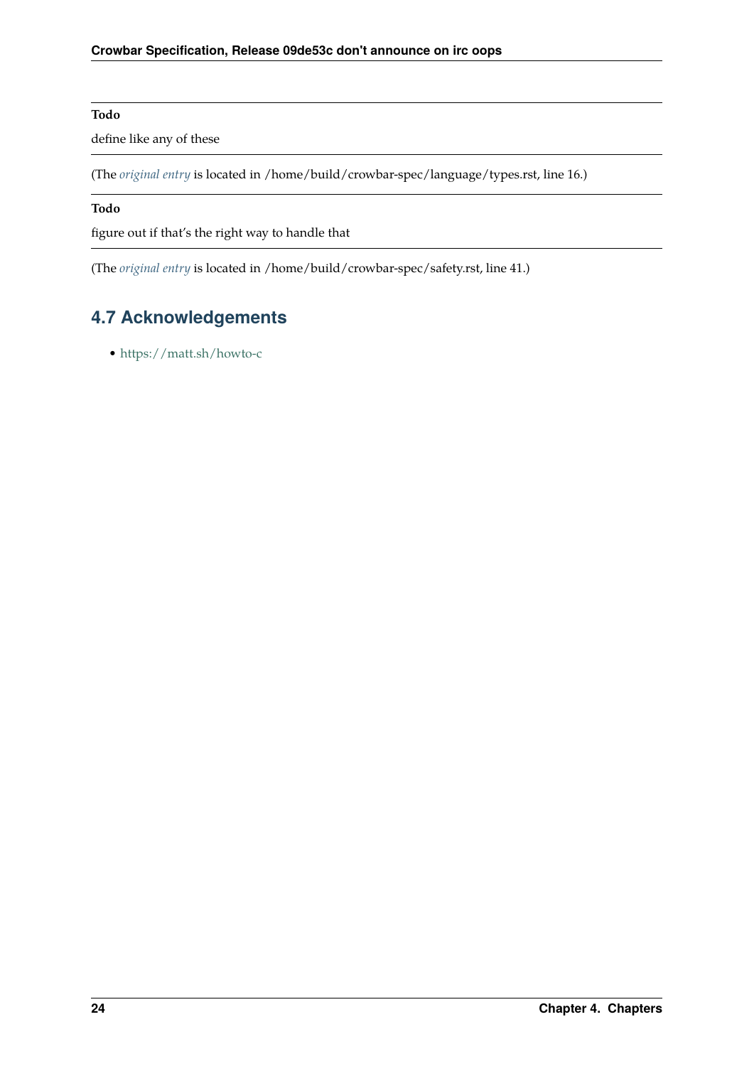**Todo**

define like any of these

(The *original entry* is located in /home/build/crowbar-spec/language/types.rst, line 16.)

**Todo**

figure out if that's the right way to handle that

(The *original entry* is located in /home/build/crowbar-spec/safety.rst, line 41.)

## 4.7 Acknowledgements

- https://matt.sh/howto-c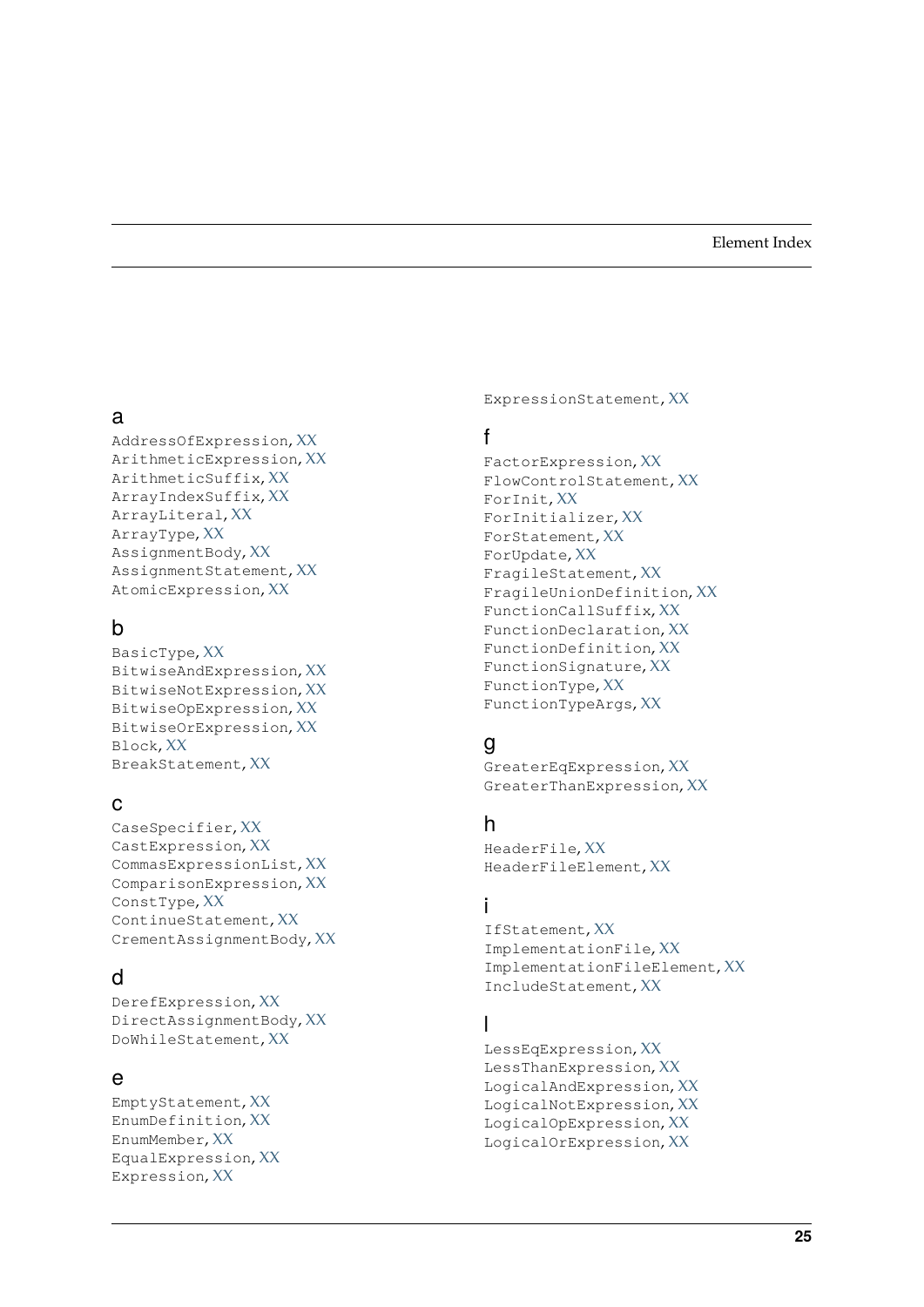# Element Index

## a

AddressOfExpression, XX
ArithmeticExpression, XX
ArithmeticSuffix, XX
ArrayIndexSuffix, XX
ArrayLiteral, XX
ArrayType, XX
AssignmentBody, XX
AssignmentStatement, XX
AtomicExpression, XX

## b

BasicType, XX
BitwiseAndExpression, XX
BitwiseNotExpression, XX
BitwiseOpExpression, XX
BitwiseOrExpression, XX
Block, XX
BreakStatement, XX

## c

CaseSpecifier, XX
CastExpression, XX
CommasExpressionList, XX
ComparisonExpression, XX
ConstType, XX
ContinueStatement, XX
CrementAssignmentBody, XX

## d

DerefExpression, XX
DirectAssignmentBody, XX
DoWhileStatement, XX

## e

EmptyStatement, XX
EnumDefinition, XX
EnumMember, XX
EqualExpression, XX
Expression, XX
ExpressionStatement, XX

## f

FactorExpression, XX
FlowControlStatement, XX
ForInit, XX
ForInitializer, XX
ForStatement, XX
ForUpdate, XX
FragileStatement, XX
FragileUnionDefinition, XX
FunctionCallSuffix, XX
FunctionDeclaration, XX
FunctionDefinition, XX
FunctionSignature, XX
FunctionType, XX
FunctionTypeArgs, XX

## g

GreaterEqExpression, XX
GreaterThanExpression, XX

## h

HeaderFile, XX
HeaderFileElement, XX

## i

IfStatement, XX
ImplementationFile, XX
ImplementationFileElement, XX
IncludeStatement, XX

## l

LessEqExpression, XX
LessThanExpression, XX
LogicalAndExpression, XX
LogicalNotExpression, XX
LogicalOpExpression, XX
LogicalOrExpression, XX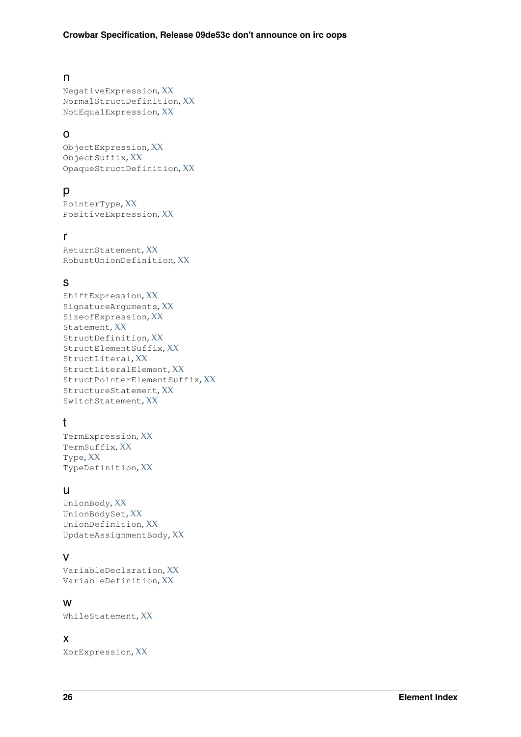## n

NegativeExpression, XX
NormalStructDefinition, XX
NotEqualExpression, XX

## o

ObjectExpression, XX
ObjectSuffix, XX
OpaqueStructDefinition, XX

## p

PointerType, XX
PositiveExpression, XX

## r

ReturnStatement, XX
RobustUnionDefinition, XX

## s

ShiftExpression, XX
SignatureArguments, XX
SizeofExpression, XX
Statement, XX
StructDefinition, XX
StructElementSuffix, XX
StructLiteral, XX
StructLiteralElement, XX
StructPointerElementSuffix, XX
StructureStatement, XX
SwitchStatement, XX

## t

TermExpression, XX
TermSuffix, XX
Type, XX
TypeDefinition, XX

## u

UnionBody, XX
UnionBodySet, XX
UnionDefinition, XX
UpdateAssignmentBody, XX

## v

VariableDeclaration, XX
VariableDefinition, XX

## w

WhileStatement, XX

## x

XorExpression, XX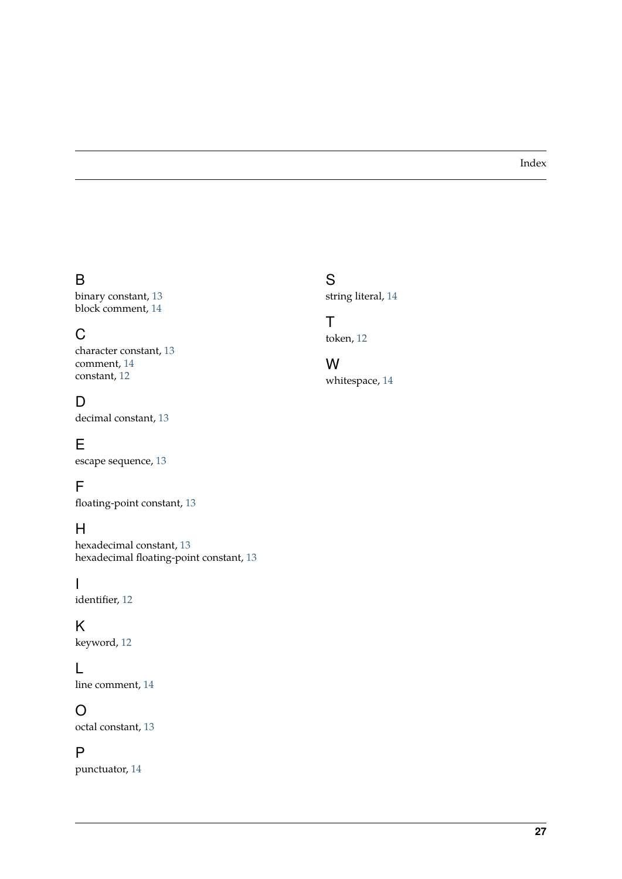# Index

## B

binary constant, 13
block comment, 14

## C

character constant, 13
comment, 14
constant, 12

## D

decimal constant, 13

## E

escape sequence, 13

## F

floating-point constant, 13

## H

hexadecimal constant, 13
hexadecimal floating-point constant, 13

## I

identifier, 12

## K

keyword, 12

## L

line comment, 14

## O

octal constant, 13

## P

punctuator, 14

## S

string literal, 14

## T

token, 12

## W

whitespace, 14